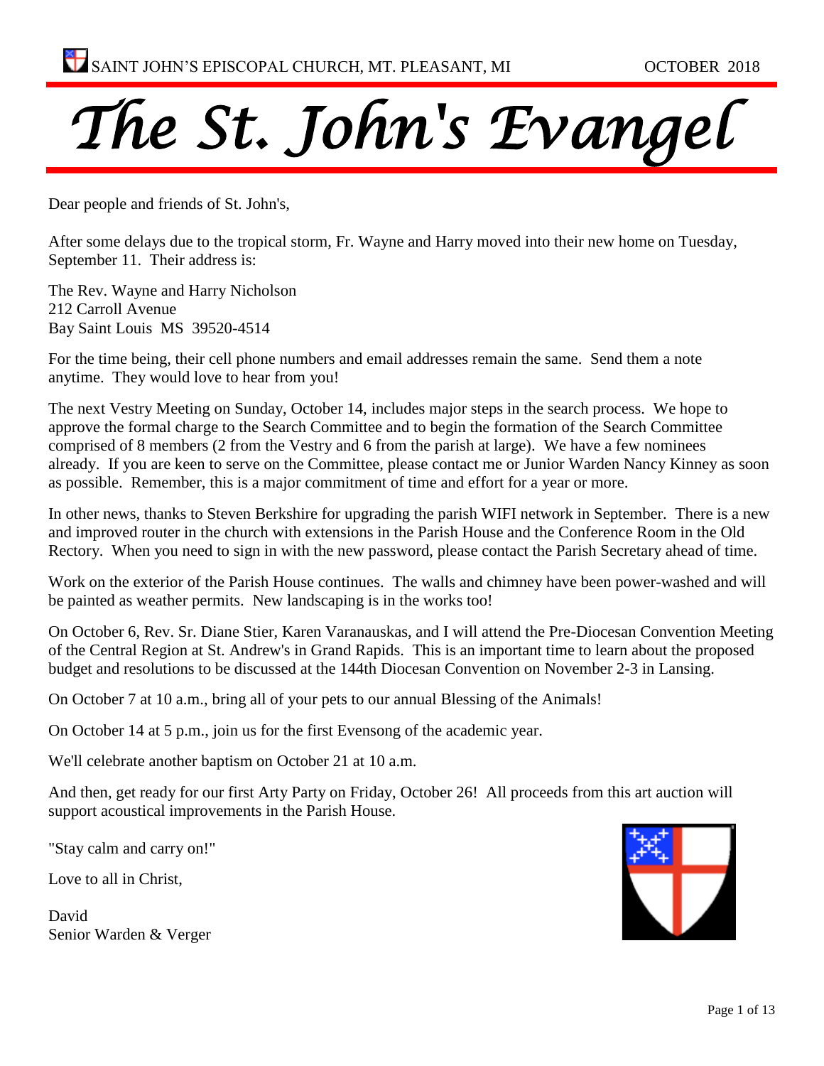SAINT JOHN'S EPISCOPAL CHURCH, MT. PLEASANT, MI — OCTOBER 2018

# *The St. John's Evangel*

Dear people and friends of St. John's,

After some delays due to the tropical storm, Fr. Wayne and Harry moved into their new home on Tuesday, September 11. Their address is:

The Rev. Wayne and Harry Nicholson
212 Carroll Avenue
Bay Saint Louis MS 39520-4514

For the time being, their cell phone numbers and email addresses remain the same. Send them a note anytime. They would love to hear from you!

The next Vestry Meeting on Sunday, October 14, includes major steps in the search process. We hope to approve the formal charge to the Search Committee and to begin the formation of the Search Committee comprised of 8 members (2 from the Vestry and 6 from the parish at large). We have a few nominees already. If you are keen to serve on the Committee, please contact me or Junior Warden Nancy Kinney as soon as possible. Remember, this is a major commitment of time and effort for a year or more.

In other news, thanks to Steven Berkshire for upgrading the parish WIFI network in September. There is a new and improved router in the church with extensions in the Parish House and the Conference Room in the Old Rectory. When you need to sign in with the new password, please contact the Parish Secretary ahead of time.

Work on the exterior of the Parish House continues. The walls and chimney have been power-washed and will be painted as weather permits. New landscaping is in the works too!

On October 6, Rev. Sr. Diane Stier, Karen Varanauskas, and I will attend the Pre-Diocesan Convention Meeting of the Central Region at St. Andrew's in Grand Rapids. This is an important time to learn about the proposed budget and resolutions to be discussed at the 144th Diocesan Convention on November 2-3 in Lansing.

On October 7 at 10 a.m., bring all of your pets to our annual Blessing of the Animals!

On October 14 at 5 p.m., join us for the first Evensong of the academic year.

We'll celebrate another baptism on October 21 at 10 a.m.

And then, get ready for our first Arty Party on Friday, October 26! All proceeds from this art auction will support acoustical improvements in the Parish House.

"Stay calm and carry on!"

Love to all in Christ,

David
Senior Warden & Verger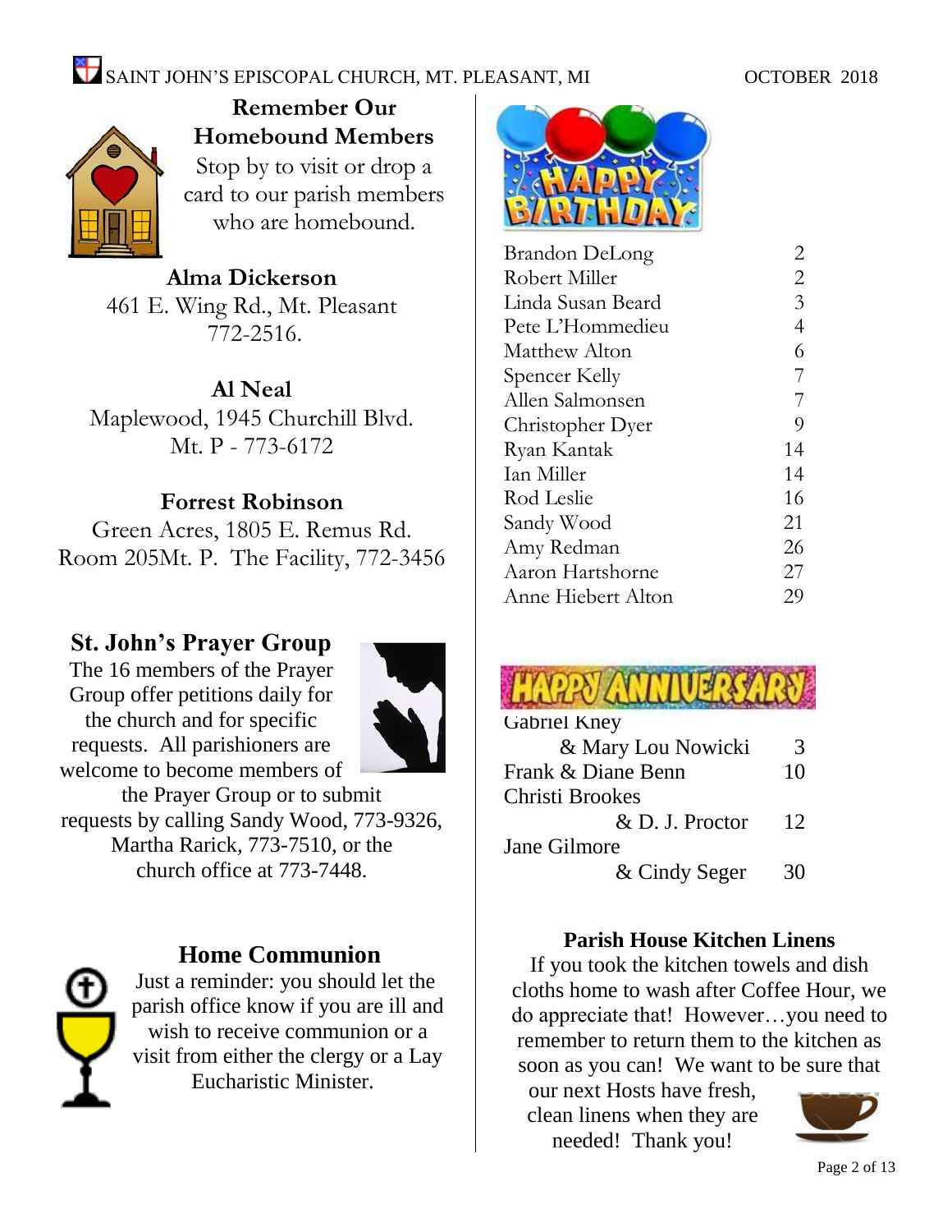## Remember Our Homebound Members

Stop by to visit or drop a card to our parish members who are homebound.

**Alma Dickerson**
461 E. Wing Rd., Mt. Pleasant
772-2516.

**Al Neal**
Maplewood, 1945 Churchill Blvd.
Mt. P - 773-6172

**Forrest Robinson**
Green Acres, 1805 E. Remus Rd.
Room 205Mt. P. The Facility, 772-3456

## St. John's Prayer Group

The 16 members of the Prayer Group offer petitions daily for the church and for specific requests. All parishioners are welcome to become members of the Prayer Group or to submit requests by calling Sandy Wood, 773-9326, Martha Rarick, 773-7510, or the church office at 773-7448.

## Home Communion

Just a reminder: you should let the parish office know if you are ill and wish to receive communion or a visit from either the clergy or a Lay Eucharistic Minister.

## Happy Birthday

| Name | Day |
|---|---|
| Brandon DeLong | 2 |
| Robert Miller | 2 |
| Linda Susan Beard | 3 |
| Pete L'Hommedieu | 4 |
| Matthew Alton | 6 |
| Spencer Kelly | 7 |
| Allen Salmonsen | 7 |
| Christopher Dyer | 9 |
| Ryan Kantak | 14 |
| Ian Miller | 14 |
| Rod Leslie | 16 |
| Sandy Wood | 21 |
| Amy Redman | 26 |
| Aaron Hartshorne | 27 |
| Anne Hiebert Alton | 29 |

## Happy Anniversary

| Names | Day |
|---|---|
| Gabriel Kney & Mary Lou Nowicki | 3 |
| Frank & Diane Benn | 10 |
| Christi Brookes & D. J. Proctor | 12 |
| Jane Gilmore & Cindy Seger | 30 |

## Parish House Kitchen Linens

If you took the kitchen towels and dish cloths home to wash after Coffee Hour, we do appreciate that! However…you need to remember to return them to the kitchen as soon as you can! We want to be sure that our next Hosts have fresh, clean linens when they are needed! Thank you!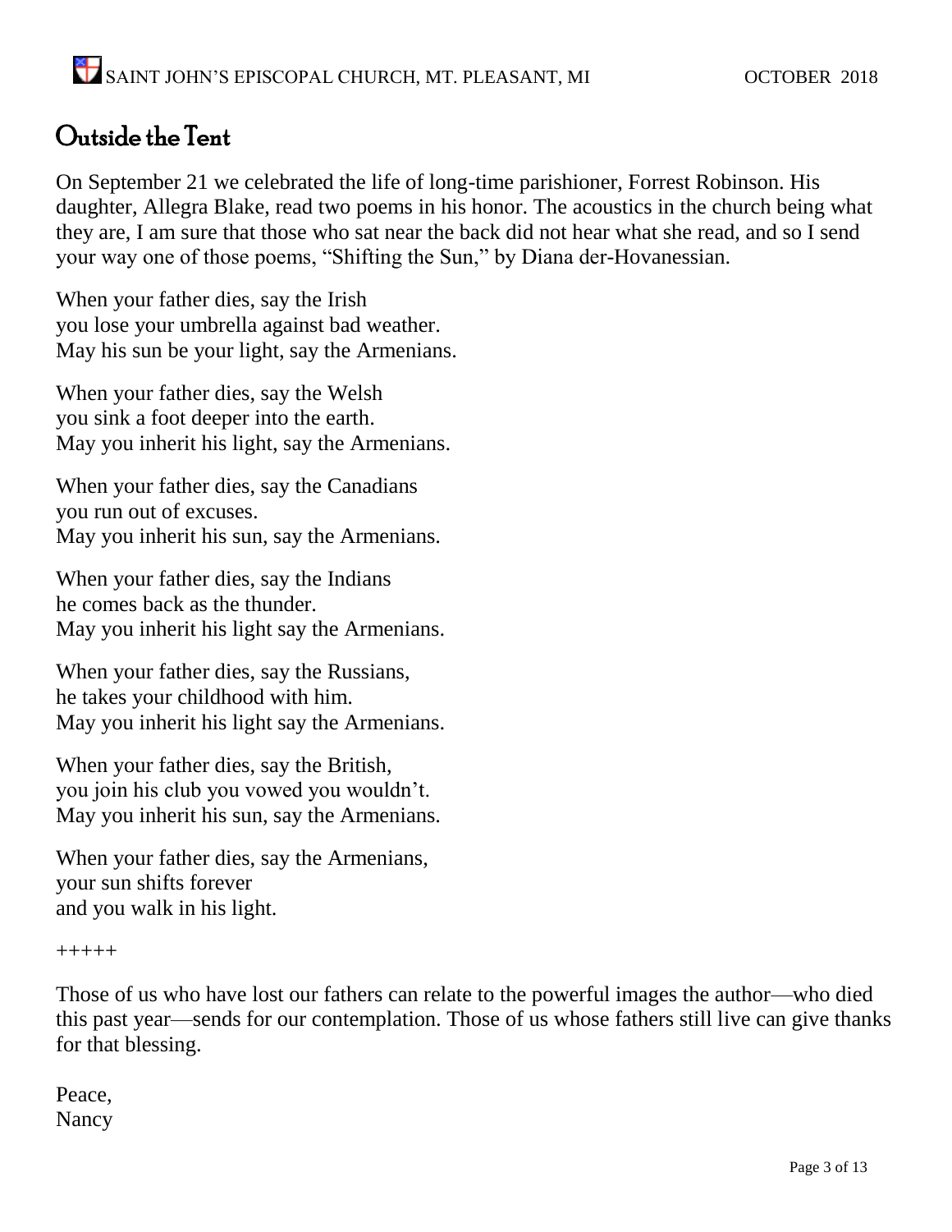# Outside the Tent

On September 21 we celebrated the life of long-time parishioner, Forrest Robinson. His daughter, Allegra Blake, read two poems in his honor. The acoustics in the church being what they are, I am sure that those who sat near the back did not hear what she read, and so I send your way one of those poems, "Shifting the Sun," by Diana der-Hovanessian.

When your father dies, say the Irish
you lose your umbrella against bad weather.
May his sun be your light, say the Armenians.

When your father dies, say the Welsh
you sink a foot deeper into the earth.
May you inherit his light, say the Armenians.

When your father dies, say the Canadians
you run out of excuses.
May you inherit his sun, say the Armenians.

When your father dies, say the Indians
he comes back as the thunder.
May you inherit his light say the Armenians.

When your father dies, say the Russians,
he takes your childhood with him.
May you inherit his light say the Armenians.

When your father dies, say the British,
you join his club you vowed you wouldn't.
May you inherit his sun, say the Armenians.

When your father dies, say the Armenians,
your sun shifts forever
and you walk in his light.

+++++

Those of us who have lost our fathers can relate to the powerful images the author—who died this past year—sends for our contemplation. Those of us whose fathers still live can give thanks for that blessing.

Peace,
Nancy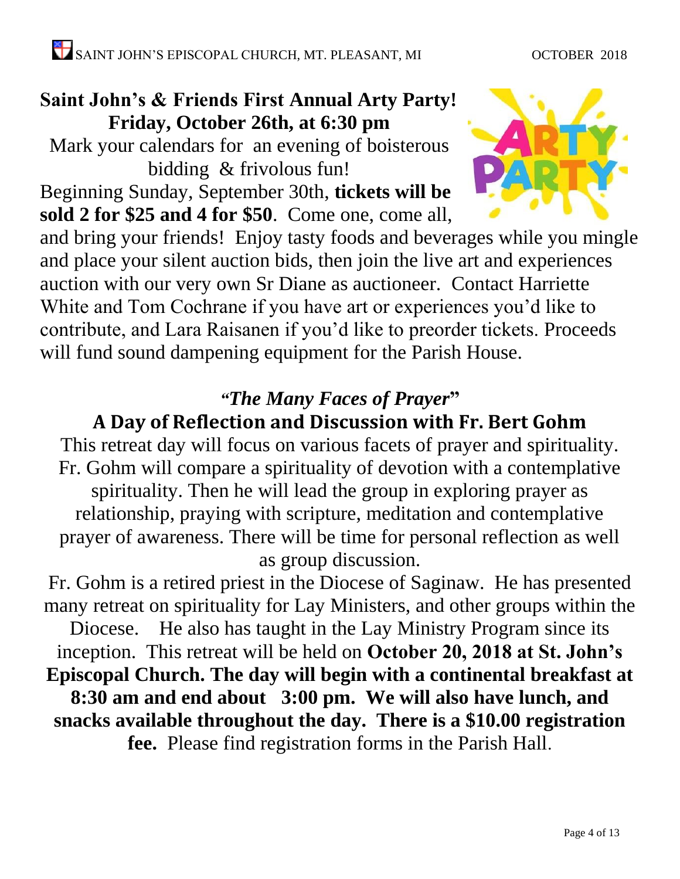## Saint John's & Friends First Annual Arty Party!

## Friday, October 26th, at 6:30 pm

Mark your calendars for an evening of boisterous bidding & frivolous fun!

Beginning Sunday, September 30th, **tickets will be sold 2 for $25 and 4 for $50**. Come one, come all, and bring your friends! Enjoy tasty foods and beverages while you mingle and place your silent auction bids, then join the live art and experiences auction with our very own Sr Diane as auctioneer. Contact Harriette White and Tom Cochrane if you have art or experiences you'd like to contribute, and Lara Raisanen if you'd like to preorder tickets. Proceeds will fund sound dampening equipment for the Parish House.

## "*The Many Faces of Prayer*"

## A Day of Reflection and Discussion with Fr. Bert Gohm

This retreat day will focus on various facets of prayer and spirituality. Fr. Gohm will compare a spirituality of devotion with a contemplative spirituality. Then he will lead the group in exploring prayer as relationship, praying with scripture, meditation and contemplative prayer of awareness. There will be time for personal reflection as well as group discussion.

Fr. Gohm is a retired priest in the Diocese of Saginaw. He has presented many retreat on spirituality for Lay Ministers, and other groups within the Diocese. He also has taught in the Lay Ministry Program since its inception. This retreat will be held on **October 20, 2018 at St. John's Episcopal Church. The day will begin with a continental breakfast at 8:30 am and end about 3:00 pm. We will also have lunch, and snacks available throughout the day. There is a $10.00 registration fee.** Please find registration forms in the Parish Hall.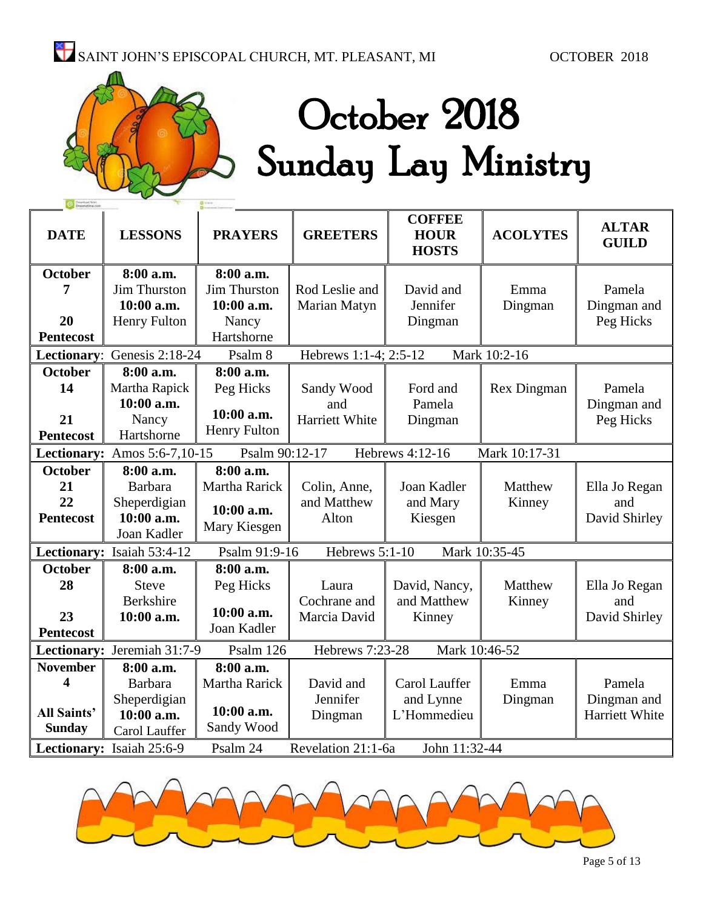# October 2018
# Sunday Lay Ministry

| DATE | LESSONS | PRAYERS | GREETERS | COFFEE HOUR HOSTS | ACOLYTES | ALTAR GUILD |
|---|---|---|---|---|---|---|
| **October 7** **20 Pentecost** | **8:00 a.m.** Jim Thurston **10:00 a.m.** Henry Fulton | **8:00 a.m.** Jim Thurston **10:00 a.m.** Nancy Hartshorne | Rod Leslie and Marian Matyn | David and Jennifer Dingman | Emma Dingman | Pamela Dingman and Peg Hicks |
| **Lectionary:** Genesis 2:18-24 | Psalm 8 | Hebrews 1:1-4; 2:5-12 | Mark 10:2-16 | | | |
| **October 14** **21 Pentecost** | **8:00 a.m.** Martha Rapick **10:00 a.m.** Nancy Hartshorne | **8:00 a.m.** Peg Hicks **10:00 a.m.** Henry Fulton | Sandy Wood and Harriett White | Ford and Pamela Dingman | Rex Dingman | Pamela Dingman and Peg Hicks |
| **Lectionary:** Amos 5:6-7,10-15 | Psalm 90:12-17 | Hebrews 4:12-16 | Mark 10:17-31 | | | |
| **October 21** **22 Pentecost** | **8:00 a.m.** Barbara Sheperdigian **10:00 a.m.** Joan Kadler | **8:00 a.m.** Martha Rarick **10:00 a.m.** Mary Kiesgen | Colin, Anne, and Matthew Alton | Joan Kadler and Mary Kiesgen | Matthew Kinney | Ella Jo Regan and David Shirley |
| **Lectionary:** Isaiah 53:4-12 | Psalm 91:9-16 | Hebrews 5:1-10 | Mark 10:35-45 | | | |
| **October 28** **23 Pentecost** | **8:00 a.m.** Steve Berkshire **10:00 a.m.** | **8:00 a.m.** Peg Hicks **10:00 a.m.** Joan Kadler | Laura Cochrane and Marcia David | David, Nancy, and Matthew Kinney | Matthew Kinney | Ella Jo Regan and David Shirley |
| **Lectionary:** Jeremiah 31:7-9 | Psalm 126 | Hebrews 7:23-28 | Mark 10:46-52 | | | |
| **November 4** **All Saints' Sunday** | **8:00 a.m.** Barbara Sheperdigian **10:00 a.m.** Carol Lauffer | **8:00 a.m.** Martha Rarick **10:00 a.m.** Sandy Wood | David and Jennifer Dingman | Carol Lauffer and Lynne L'Hommedieu | Emma Dingman | Pamela Dingman and Harriett White |
| **Lectionary:** Isaiah 25:6-9 | Psalm 24 | Revelation 21:1-6a | John 11:32-44 | | | |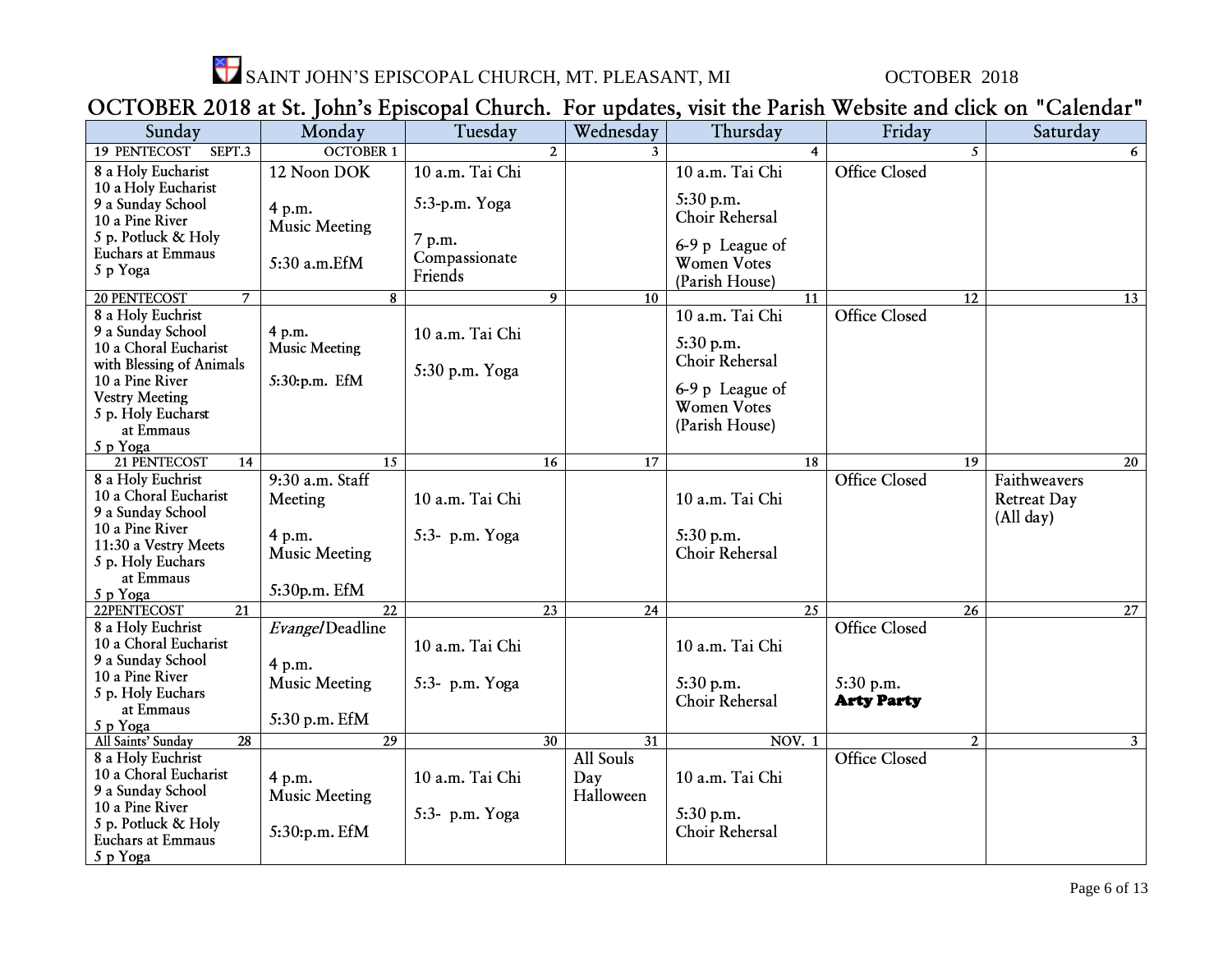SAINT JOHN'S EPISCOPAL CHURCH, MT. PLEASANT, MI OCTOBER 2018

# OCTOBER 2018 at St. John's Episcopal Church. For updates, visit the Parish Website and click on "Calendar"

| Sunday | Monday | Tuesday | Wednesday | Thursday | Friday | Saturday |
|---|---|---|---|---|---|---|
| 19 PENTECOST SEPT.3 | OCTOBER 1 | 2 | 3 | 4 | 5 | 6 |
| 8 a Holy Eucharist<br>10 a Holy Eucharist<br>9 a Sunday School<br>10 a Pine River<br>5 p. Potluck & Holy Euchars at Emmaus<br>5 p Yoga | 12 Noon DOK<br><br>4 p.m. Music Meeting<br><br>5:30 a.m.EfM | 10 a.m. Tai Chi<br><br>5:3-p.m. Yoga<br><br>7 p.m. Compassionate Friends | | 10 a.m. Tai Chi<br><br>5:30 p.m. Choir Rehersal<br><br>6-9 p League of Women Votes (Parish House) | Office Closed | |
| 20 PENTECOST 7 | 8 | 9 | 10 | 11 | 12 | 13 |
| 8 a Holy Euchrist<br>9 a Sunday School<br>10 a Choral Eucharist with Blessing of Animals<br>10 a Pine River<br>Vestry Meeting<br>5 p. Holy Eucharst at Emmaus<br>5 p Yoga | 4 p.m. Music Meeting<br><br>5:30:p.m. EfM | 10 a.m. Tai Chi<br><br>5:30 p.m. Yoga | | 10 a.m. Tai Chi<br><br>5:30 p.m. Choir Rehersal<br><br>6-9 p League of Women Votes (Parish House) | Office Closed | |
| 21 PENTECOST 14 | 15 | 16 | 17 | 18 | 19 | 20 |
| 8 a Holy Euchrist<br>10 a Choral Eucharist<br>9 a Sunday School<br>10 a Pine River<br>11:30 a Vestry Meets<br>5 p. Holy Euchars at Emmaus<br>5 p Yoga | 9:30 a.m. Staff Meeting<br><br>4 p.m. Music Meeting<br><br>5:30p.m. EfM | 10 a.m. Tai Chi<br><br>5:3- p.m. Yoga | | 10 a.m. Tai Chi<br><br>5:30 p.m. Choir Rehersal | Office Closed | Faithweavers Retreat Day (All day) |
| 22PENTECOST 21 | 22 | 23 | 24 | 25 | 26 | 27 |
| 8 a Holy Euchrist<br>10 a Choral Eucharist<br>9 a Sunday School<br>10 a Pine River<br>5 p. Holy Euchars at Emmaus<br>5 p Yoga | *Evangel* Deadline<br><br>4 p.m. Music Meeting<br><br>5:30 p.m. EfM | 10 a.m. Tai Chi<br><br>5:3- p.m. Yoga | | 10 a.m. Tai Chi<br><br>5:30 p.m. Choir Rehersal | Office Closed<br><br>5:30 p.m. **Arty Party** | |
| All Saints' Sunday 28 | 29 | 30 | 31 | NOV. 1 | 2 | 3 |
| 8 a Holy Euchrist<br>10 a Choral Eucharist<br>9 a Sunday School<br>10 a Pine River<br>5 p. Potluck & Holy Euchars at Emmaus<br>5 p Yoga | 4 p.m. Music Meeting<br><br>5:30:p.m. EfM | 10 a.m. Tai Chi<br><br>5:3- p.m. Yoga | All Souls Day Halloween | 10 a.m. Tai Chi<br><br>5:30 p.m. Choir Rehersal | Office Closed | |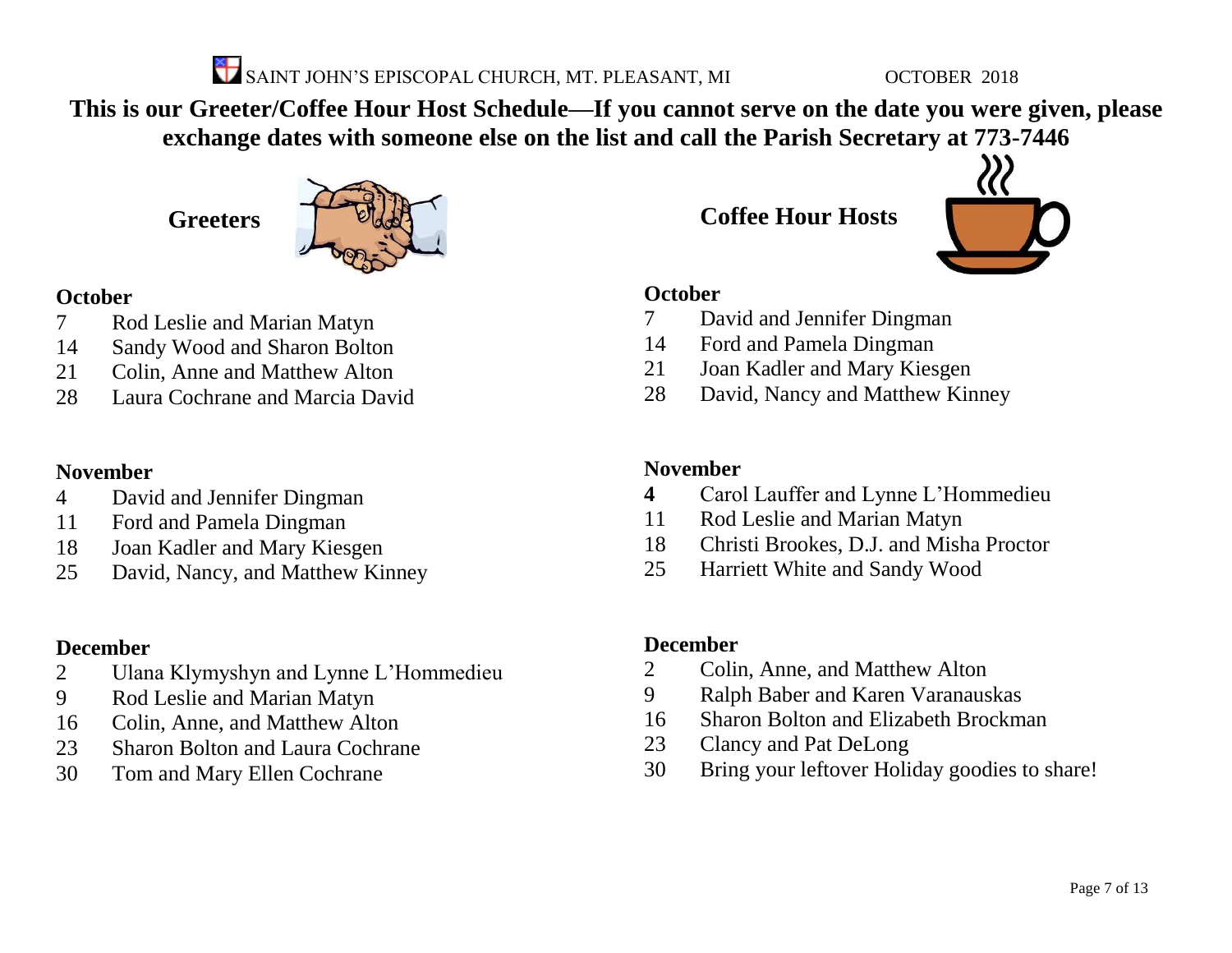SAINT JOHN'S EPISCOPAL CHURCH, MT. PLEASANT, MI OCTOBER 2018

**This is our Greeter/Coffee Hour Host Schedule—If you cannot serve on the date you were given, please exchange dates with someone else on the list and call the Parish Secretary at 773-7446**

## Greeters

**October**

7 Rod Leslie and Marian Matyn
14 Sandy Wood and Sharon Bolton
21 Colin, Anne and Matthew Alton
28 Laura Cochrane and Marcia David

**November**

4 David and Jennifer Dingman
11 Ford and Pamela Dingman
18 Joan Kadler and Mary Kiesgen
25 David, Nancy, and Matthew Kinney

**December**

2 Ulana Klymyshyn and Lynne L'Hommedieu
9 Rod Leslie and Marian Matyn
16 Colin, Anne, and Matthew Alton
23 Sharon Bolton and Laura Cochrane
30 Tom and Mary Ellen Cochrane

## Coffee Hour Hosts

**October**

7 David and Jennifer Dingman
14 Ford and Pamela Dingman
21 Joan Kadler and Mary Kiesgen
28 David, Nancy and Matthew Kinney

**November**

**4** Carol Lauffer and Lynne L'Hommedieu
11 Rod Leslie and Marian Matyn
18 Christi Brookes, D.J. and Misha Proctor
25 Harriett White and Sandy Wood

**December**

2 Colin, Anne, and Matthew Alton
9 Ralph Baber and Karen Varanauskas
16 Sharon Bolton and Elizabeth Brockman
23 Clancy and Pat DeLong
30 Bring your leftover Holiday goodies to share!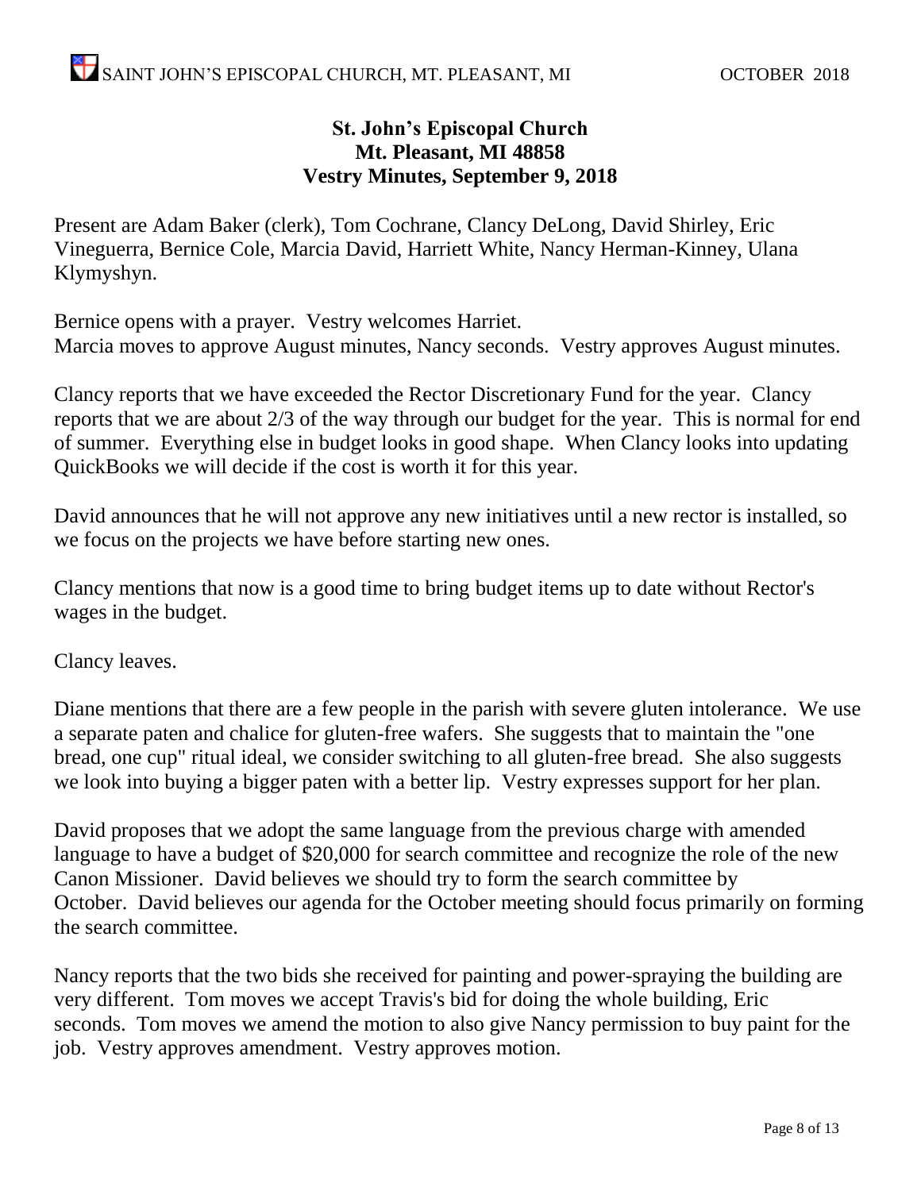**St. John's Episcopal Church**
**Mt. Pleasant, MI 48858**
**Vestry Minutes, September 9, 2018**

Present are Adam Baker (clerk), Tom Cochrane, Clancy DeLong, David Shirley, Eric Vineguerra, Bernice Cole, Marcia David, Harriett White, Nancy Herman-Kinney, Ulana Klymyshyn.

Bernice opens with a prayer. Vestry welcomes Harriet.
Marcia moves to approve August minutes, Nancy seconds. Vestry approves August minutes.

Clancy reports that we have exceeded the Rector Discretionary Fund for the year. Clancy reports that we are about 2/3 of the way through our budget for the year. This is normal for end of summer. Everything else in budget looks in good shape. When Clancy looks into updating QuickBooks we will decide if the cost is worth it for this year.

David announces that he will not approve any new initiatives until a new rector is installed, so we focus on the projects we have before starting new ones.

Clancy mentions that now is a good time to bring budget items up to date without Rector's wages in the budget.

Clancy leaves.

Diane mentions that there are a few people in the parish with severe gluten intolerance. We use a separate paten and chalice for gluten-free wafers. She suggests that to maintain the "one bread, one cup" ritual ideal, we consider switching to all gluten-free bread. She also suggests we look into buying a bigger paten with a better lip. Vestry expresses support for her plan.

David proposes that we adopt the same language from the previous charge with amended language to have a budget of $20,000 for search committee and recognize the role of the new Canon Missioner. David believes we should try to form the search committee by October. David believes our agenda for the October meeting should focus primarily on forming the search committee.

Nancy reports that the two bids she received for painting and power-spraying the building are very different. Tom moves we accept Travis's bid for doing the whole building, Eric seconds. Tom moves we amend the motion to also give Nancy permission to buy paint for the job. Vestry approves amendment. Vestry approves motion.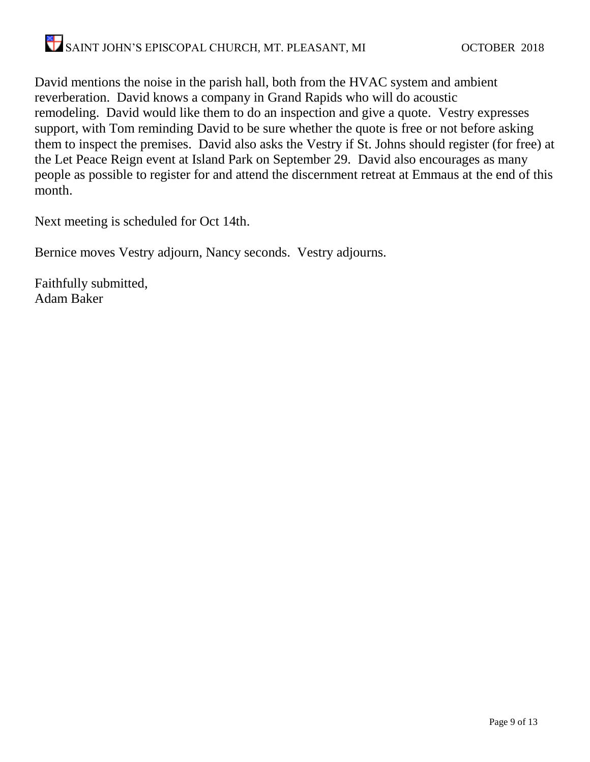David mentions the noise in the parish hall, both from the HVAC system and ambient reverberation. David knows a company in Grand Rapids who will do acoustic remodeling. David would like them to do an inspection and give a quote. Vestry expresses support, with Tom reminding David to be sure whether the quote is free or not before asking them to inspect the premises. David also asks the Vestry if St. Johns should register (for free) at the Let Peace Reign event at Island Park on September 29. David also encourages as many people as possible to register for and attend the discernment retreat at Emmaus at the end of this month.

Next meeting is scheduled for Oct 14th.

Bernice moves Vestry adjourn, Nancy seconds. Vestry adjourns.

Faithfully submitted,
Adam Baker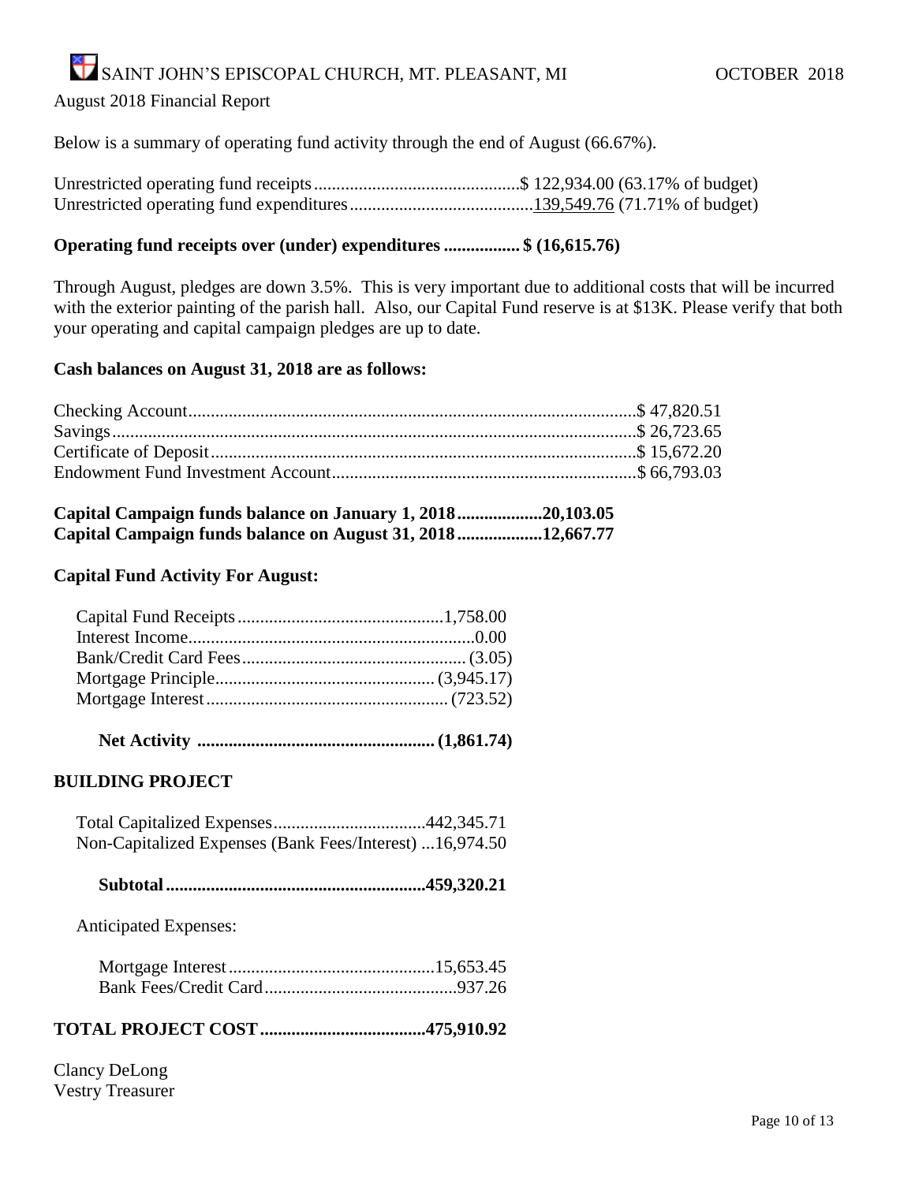SAINT JOHN'S EPISCOPAL CHURCH, MT. PLEASANT, MI OCTOBER 2018

## August 2018 Financial Report

Below is a summary of operating fund activity through the end of August (66.67%).

| | | |
|---|---|---|
| Unrestricted operating fund receipts | $ 122,934.00 | (63.17% of budget) |
| Unrestricted operating fund expenditures | 139,549.76 | (71.71% of budget) |

**Operating fund receipts over (under) expenditures ................. $ (16,615.76)**

Through August, pledges are down 3.5%. This is very important due to additional costs that will be incurred with the exterior painting of the parish hall. Also, our Capital Fund reserve is at $13K. Please verify that both your operating and capital campaign pledges are up to date.

**Cash balances on August 31, 2018 are as follows:**

| | |
|---|---|
| Checking Account | $ 47,820.51 |
| Savings | $ 26,723.65 |
| Certificate of Deposit | $ 15,672.20 |
| Endowment Fund Investment Account | $ 66,793.03 |

**Capital Campaign funds balance on January 1, 2018 ................... 20,103.05**
**Capital Campaign funds balance on August 31, 2018 ................... 12,667.77**

**Capital Fund Activity For August:**

| | |
|---|---|
| Capital Fund Receipts | 1,758.00 |
| Interest Income | 0.00 |
| Bank/Credit Card Fees | (3.05) |
| Mortgage Principle | (3,945.17) |
| Mortgage Interest | (723.52) |
| **Net Activity** | **(1,861.74)** |

**BUILDING PROJECT**

| | |
|---|---|
| Total Capitalized Expenses | 442,345.71 |
| Non-Capitalized Expenses (Bank Fees/Interest) | 16,974.50 |
| **Subtotal** | **459,320.21** |

Anticipated Expenses:

| | |
|---|---|
| Mortgage Interest | 15,653.45 |
| Bank Fees/Credit Card | 937.26 |

**TOTAL PROJECT COST ..................................... 475,910.92**

Clancy DeLong
Vestry Treasurer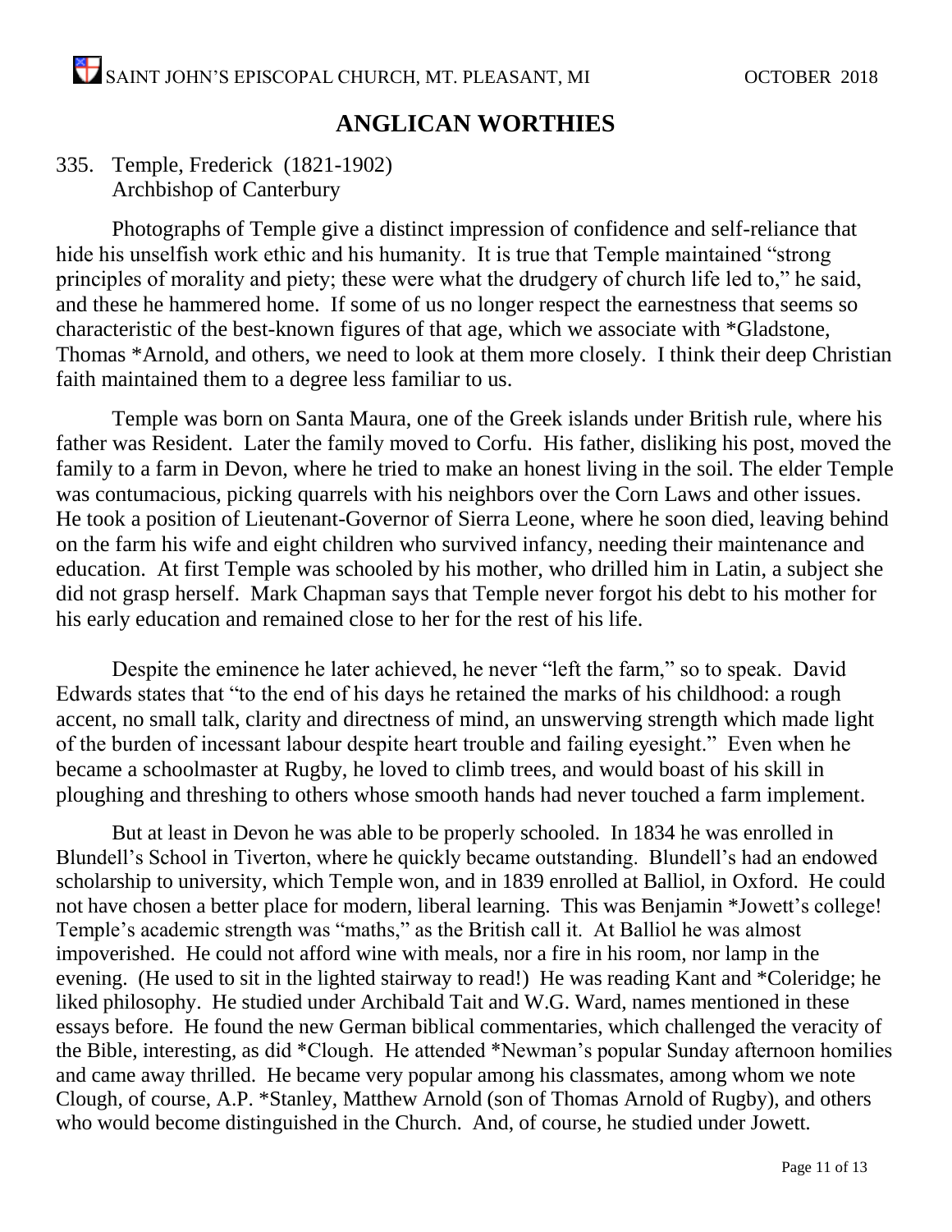## ANGLICAN WORTHIES

335. Temple, Frederick (1821-1902)
Archbishop of Canterbury

Photographs of Temple give a distinct impression of confidence and self-reliance that hide his unselfish work ethic and his humanity. It is true that Temple maintained "strong principles of morality and piety; these were what the drudgery of church life led to," he said, and these he hammered home. If some of us no longer respect the earnestness that seems so characteristic of the best-known figures of that age, which we associate with *Gladstone, Thomas *Arnold, and others, we need to look at them more closely. I think their deep Christian faith maintained them to a degree less familiar to us.

Temple was born on Santa Maura, one of the Greek islands under British rule, where his father was Resident. Later the family moved to Corfu. His father, disliking his post, moved the family to a farm in Devon, where he tried to make an honest living in the soil. The elder Temple was contumacious, picking quarrels with his neighbors over the Corn Laws and other issues. He took a position of Lieutenant-Governor of Sierra Leone, where he soon died, leaving behind on the farm his wife and eight children who survived infancy, needing their maintenance and education. At first Temple was schooled by his mother, who drilled him in Latin, a subject she did not grasp herself. Mark Chapman says that Temple never forgot his debt to his mother for his early education and remained close to her for the rest of his life.

Despite the eminence he later achieved, he never "left the farm," so to speak. David Edwards states that "to the end of his days he retained the marks of his childhood: a rough accent, no small talk, clarity and directness of mind, an unswerving strength which made light of the burden of incessant labour despite heart trouble and failing eyesight." Even when he became a schoolmaster at Rugby, he loved to climb trees, and would boast of his skill in ploughing and threshing to others whose smooth hands had never touched a farm implement.

But at least in Devon he was able to be properly schooled. In 1834 he was enrolled in Blundell's School in Tiverton, where he quickly became outstanding. Blundell's had an endowed scholarship to university, which Temple won, and in 1839 enrolled at Balliol, in Oxford. He could not have chosen a better place for modern, liberal learning. This was Benjamin *Jowett's college! Temple's academic strength was "maths," as the British call it. At Balliol he was almost impoverished. He could not afford wine with meals, nor a fire in his room, nor lamp in the evening. (He used to sit in the lighted stairway to read!) He was reading Kant and *Coleridge; he liked philosophy. He studied under Archibald Tait and W.G. Ward, names mentioned in these essays before. He found the new German biblical commentaries, which challenged the veracity of the Bible, interesting, as did *Clough. He attended *Newman's popular Sunday afternoon homilies and came away thrilled. He became very popular among his classmates, among whom we note Clough, of course, A.P. *Stanley, Matthew Arnold (son of Thomas Arnold of Rugby), and others who would become distinguished in the Church. And, of course, he studied under Jowett.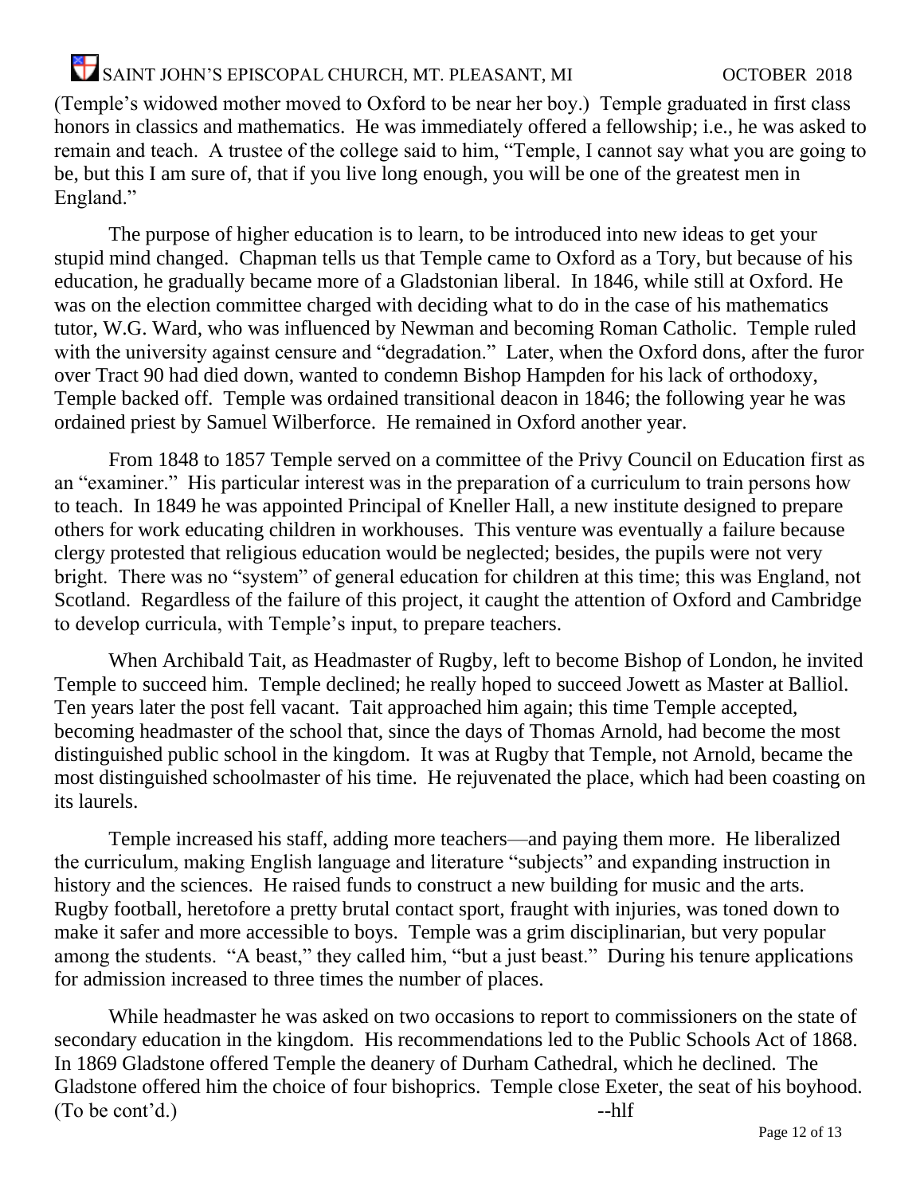(Temple's widowed mother moved to Oxford to be near her boy.) Temple graduated in first class honors in classics and mathematics. He was immediately offered a fellowship; i.e., he was asked to remain and teach. A trustee of the college said to him, "Temple, I cannot say what you are going to be, but this I am sure of, that if you live long enough, you will be one of the greatest men in England."

The purpose of higher education is to learn, to be introduced into new ideas to get your stupid mind changed. Chapman tells us that Temple came to Oxford as a Tory, but because of his education, he gradually became more of a Gladstonian liberal. In 1846, while still at Oxford. He was on the election committee charged with deciding what to do in the case of his mathematics tutor, W.G. Ward, who was influenced by Newman and becoming Roman Catholic. Temple ruled with the university against censure and "degradation." Later, when the Oxford dons, after the furor over Tract 90 had died down, wanted to condemn Bishop Hampden for his lack of orthodoxy, Temple backed off. Temple was ordained transitional deacon in 1846; the following year he was ordained priest by Samuel Wilberforce. He remained in Oxford another year.

From 1848 to 1857 Temple served on a committee of the Privy Council on Education first as an "examiner." His particular interest was in the preparation of a curriculum to train persons how to teach. In 1849 he was appointed Principal of Kneller Hall, a new institute designed to prepare others for work educating children in workhouses. This venture was eventually a failure because clergy protested that religious education would be neglected; besides, the pupils were not very bright. There was no "system" of general education for children at this time; this was England, not Scotland. Regardless of the failure of this project, it caught the attention of Oxford and Cambridge to develop curricula, with Temple's input, to prepare teachers.

When Archibald Tait, as Headmaster of Rugby, left to become Bishop of London, he invited Temple to succeed him. Temple declined; he really hoped to succeed Jowett as Master at Balliol. Ten years later the post fell vacant. Tait approached him again; this time Temple accepted, becoming headmaster of the school that, since the days of Thomas Arnold, had become the most distinguished public school in the kingdom. It was at Rugby that Temple, not Arnold, became the most distinguished schoolmaster of his time. He rejuvenated the place, which had been coasting on its laurels.

Temple increased his staff, adding more teachers—and paying them more. He liberalized the curriculum, making English language and literature "subjects" and expanding instruction in history and the sciences. He raised funds to construct a new building for music and the arts. Rugby football, heretofore a pretty brutal contact sport, fraught with injuries, was toned down to make it safer and more accessible to boys. Temple was a grim disciplinarian, but very popular among the students. "A beast," they called him, "but a just beast." During his tenure applications for admission increased to three times the number of places.

While headmaster he was asked on two occasions to report to commissioners on the state of secondary education in the kingdom. His recommendations led to the Public Schools Act of 1868. In 1869 Gladstone offered Temple the deanery of Durham Cathedral, which he declined. The Gladstone offered him the choice of four bishoprics. Temple close Exeter, the seat of his boyhood. (To be cont'd.) --hlf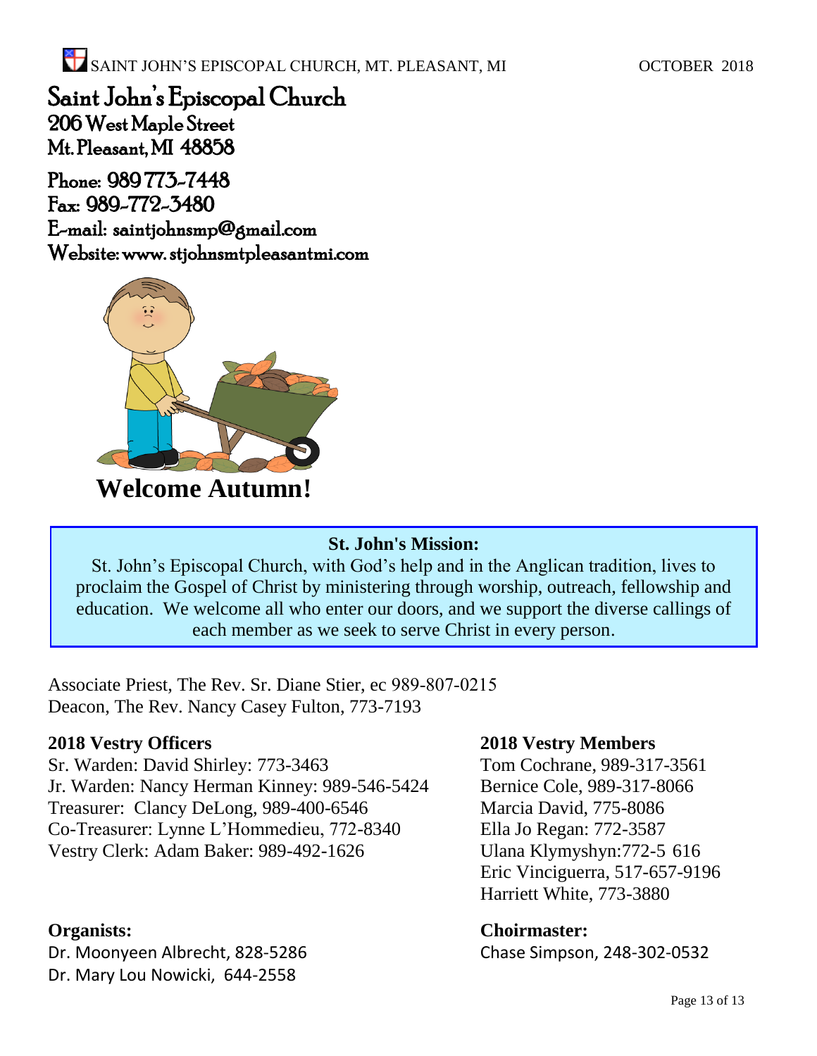# Saint John's Episcopal Church

206 West Maple Street
Mt. Pleasant, MI 48858

Phone: 989 773-7448
Fax: 989-772-3480
E-mail: saintjohnsmp@gmail.com
Website: www.stjohnsmtpleasantmi.com

**Welcome Autumn!**

**St. John's Mission:**

St. John's Episcopal Church, with God's help and in the Anglican tradition, lives to proclaim the Gospel of Christ by ministering through worship, outreach, fellowship and education. We welcome all who enter our doors, and we support the diverse callings of each member as we seek to serve Christ in every person.

Associate Priest, The Rev. Sr. Diane Stier, ec 989-807-0215
Deacon, The Rev. Nancy Casey Fulton, 773-7193

**2018 Vestry Officers**

Sr. Warden: David Shirley: 773-3463
Jr. Warden: Nancy Herman Kinney: 989-546-5424
Treasurer: Clancy DeLong, 989-400-6546
Co-Treasurer: Lynne L'Hommedieu, 772-8340
Vestry Clerk: Adam Baker: 989-492-1626

**2018 Vestry Members**

Tom Cochrane, 989-317-3561
Bernice Cole, 989-317-8066
Marcia David, 775-8086
Ella Jo Regan: 772-3587
Ulana Klymyshyn:772-5 616
Eric Vinciguerra, 517-657-9196
Harriett White, 773-3880

**Organists:**

Dr. Moonyeen Albrecht, 828-5286
Dr. Mary Lou Nowicki, 644-2558

**Choirmaster:**

Chase Simpson, 248-302-0532